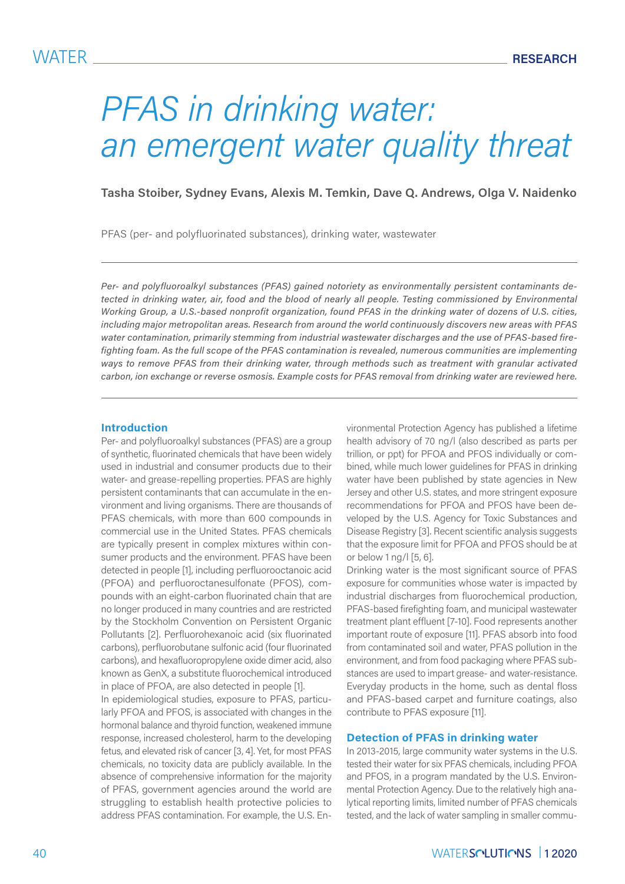# PFAS in drinking water: an emergent water quality threat

**Tasha Stoiber, Sydney Evans, Alexis M. Temkin, Dave Q. Andrews, Olga V. Naidenko**

PFAS (per- and polyfluorinated substances), drinking water, wastewater

*Per- and polyfluoroalkyl substances (PFAS) gained notoriety as environmentally persistent contaminants detected in drinking water, air, food and the blood of nearly all people. Testing commissioned by Environmental Working Group, a U.S.-based nonprofit organization, found PFAS in the drinking water of dozens of U.S. cities, including major metropolitan areas. Research from around the world continuously discovers new areas with PFAS water contamination, primarily stemming from industrial wastewater discharges and the use of PFAS-based firefighting foam. As the full scope of the PFAS contamination is revealed, numerous communities are implementing ways to remove PFAS from their drinking water, through methods such as treatment with granular activated carbon, ion exchange or reverse osmosis. Example costs for PFAS removal from drinking water are reviewed here.*

## Introduction

Per- and polyfluoroalkyl substances (PFAS) are a group of synthetic, fluorinated chemicals that have been widely used in industrial and consumer products due to their water- and grease-repelling properties. PFAS are highly persistent contaminants that can accumulate in the environment and living organisms. There are thousands of PFAS chemicals, with more than 600 compounds in commercial use in the United States. PFAS chemicals are typically present in complex mixtures within consumer products and the environment. PFAS have been detected in people [1], including perfluorooctanoic acid (PFOA) and perfluorooctanesulfonate (PFOS), compounds with an eight-carbon fluorinated chain that are no longer produced in many countries and are restricted by the Stockholm Convention on Persistent Organic Pollutants [2]. Perfluorohexanoic acid (six fluorinated carbons), perfluorobutane sulfonic acid (four fluorinated carbons), and hexafluoropropylene oxide dimer acid, also known as GenX, a substitute fluorochemical introduced in place of PFOA, are also detected in people [1].

In epidemiological studies, exposure to PFAS, particularly PFOA and PFOS, is associated with changes in the hormonal balance and thyroid function, weakened immune response, increased cholesterol, harm to the developing fetus, and elevated risk of cancer [3, 4]. Yet, for most PFAS chemicals, no toxicity data are publicly available. In the absence of comprehensive information for the majority of PFAS, government agencies around the world are struggling to establish health protective policies to address PFAS contamination. For example, the U.S. Environmental Protection Agency has published a lifetime health advisory of 70 ng/l (also described as parts per trillion, or ppt) for PFOA and PFOS individually or combined, while much lower guidelines for PFAS in drinking water have been published by state agencies in New Jersey and other U.S. states, and more stringent exposure recommendations for PFOA and PFOS have been developed by the U.S. Agency for Toxic Substances and Disease Registry [3]. Recent scientific analysis suggests that the exposure limit for PFOA and PFOS should be at or below 1 ng/l [5, 6].

Drinking water is the most significant source of PFAS exposure for communities whose water is impacted by industrial discharges from fluorochemical production, PFAS-based firefighting foam, and municipal wastewater treatment plant effluent [7-10]. Food represents another important route of exposure [11]. PFAS absorb into food from contaminated soil and water, PFAS pollution in the environment, and from food packaging where PFAS substances are used to impart grease- and water-resistance. Everyday products in the home, such as dental floss and PFAS-based carpet and furniture coatings, also contribute to PFAS exposure [11].

## Detection of PFAS in drinking water

In 2013-2015, large community water systems in the U.S. tested their water for six PFAS chemicals, including PFOA and PFOS, in a program mandated by the U.S. Environmental Protection Agency. Due to the relatively high analytical reporting limits, limited number of PFAS chemicals tested, and the lack of water sampling in smaller commu-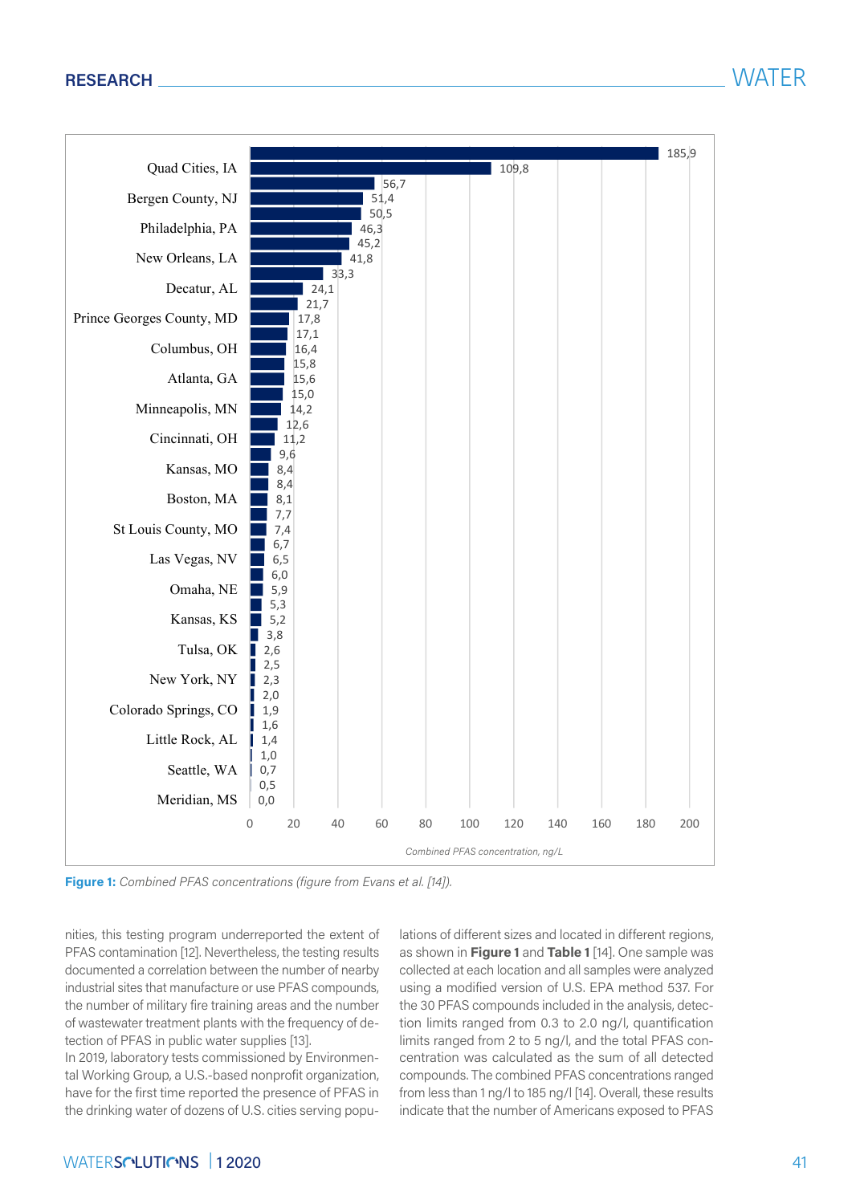**Figure 1:** *Combined PFAS concentrations (figure from Evans et al. [14]).*

nities, this testing program underreported the extent of PFAS contamination [12]. Nevertheless, the testing results documented a correlation between the number of nearby industrial sites that manufacture or use PFAS compounds, the number of military fire training areas and the number of wastewater treatment plants with the frequency of detection of PFAS in public water supplies [13].

In 2019, laboratory tests commissioned by Environmental Working Group, a U.S.-based nonprofit organization, have for the first time reported the presence of PFAS in the drinking water of dozens of U.S. cities serving populations of different sizes and located in different regions, as shown in **Figure 1** and **Table 1** [14]. One sample was collected at each location and all samples were analyzed using a modified version of U.S. EPA method 537. For the 30 PFAS compounds included in the analysis, detection limits ranged from 0.3 to 2.0 ng/l, quantification limits ranged from 2 to 5 ng/l, and the total PFAS concentration was calculated as the sum of all detected compounds. The combined PFAS concentrations ranged from less than 1 ng/l to 185 ng/l [14]. Overall, these results indicate that the number of Americans exposed to PFAS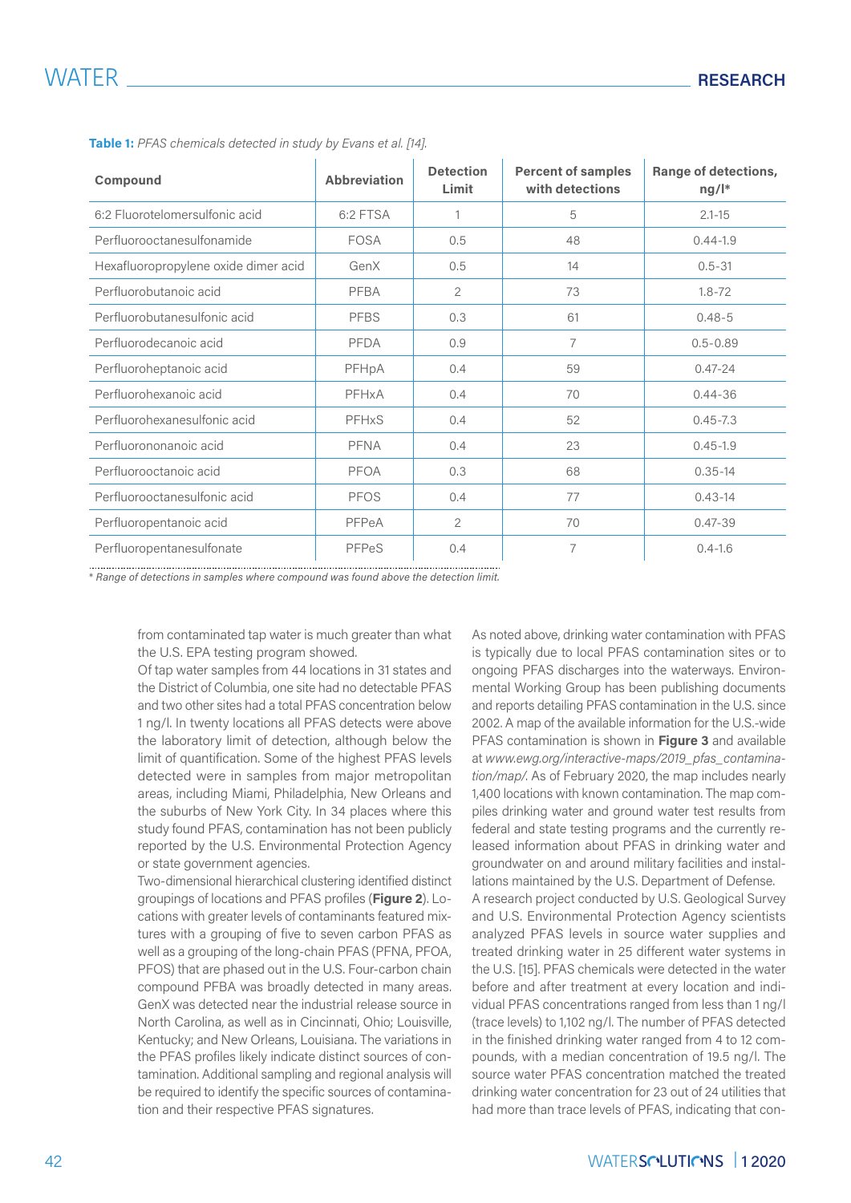**Table 1:** *PFAS chemicals detected in study by Evans et al. [14].*

| Compound | Abbreviation | Detection Limit | Percent of samples with detections | Range of detections, ng/l* |
|---|---|---|---|---|
| 6:2 Fluorotelomersulfonic acid | 6:2 FTSA | 1 | 5 | 2.1-15 |
| Perfluorooctanesulfonamide | FOSA | 0.5 | 48 | 0.44-1.9 |
| Hexafluoropropylene oxide dimer acid | GenX | 0.5 | 14 | 0.5-31 |
| Perfluorobutanoic acid | PFBA | 2 | 73 | 1.8-72 |
| Perfluorobutanesulfonic acid | PFBS | 0.3 | 61 | 0.48-5 |
| Perfluorodecanoic acid | PFDA | 0.9 | 7 | 0.5-0.89 |
| Perfluoroheptanoic acid | PFHpA | 0.4 | 59 | 0.47-24 |
| Perfluorohexanoic acid | PFHxA | 0.4 | 70 | 0.44-36 |
| Perfluorohexanesulfonic acid | PFHxS | 0.4 | 52 | 0.45-7.3 |
| Perfluorononanoic acid | PFNA | 0.4 | 23 | 0.45-1.9 |
| Perfluorooctanoic acid | PFOA | 0.3 | 68 | 0.35-14 |
| Perfluorooctanesulfonic acid | PFOS | 0.4 | 77 | 0.43-14 |
| Perfluoropentanoic acid | PFPeA | 2 | 70 | 0.47-39 |
| Perfluoropentanesulfonate | PFPeS | 0.4 | 7 | 0.4-1.6 |

*\* Range of detections in samples where compound was found above the detection limit.*

from contaminated tap water is much greater than what the U.S. EPA testing program showed.

Of tap water samples from 44 locations in 31 states and the District of Columbia, one site had no detectable PFAS and two other sites had a total PFAS concentration below 1 ng/l. In twenty locations all PFAS detects were above the laboratory limit of detection, although below the limit of quantification. Some of the highest PFAS levels detected were in samples from major metropolitan areas, including Miami, Philadelphia, New Orleans and the suburbs of New York City. In 34 places where this study found PFAS, contamination has not been publicly reported by the U.S. Environmental Protection Agency or state government agencies.

Two-dimensional hierarchical clustering identified distinct groupings of locations and PFAS profiles (**Figure 2**). Locations with greater levels of contaminants featured mixtures with a grouping of five to seven carbon PFAS as well as a grouping of the long-chain PFAS (PFNA, PFOA, PFOS) that are phased out in the U.S. Four-carbon chain compound PFBA was broadly detected in many areas. GenX was detected near the industrial release source in North Carolina, as well as in Cincinnati, Ohio; Louisville, Kentucky; and New Orleans, Louisiana. The variations in the PFAS profiles likely indicate distinct sources of contamination. Additional sampling and regional analysis will be required to identify the specific sources of contamination and their respective PFAS signatures.

As noted above, drinking water contamination with PFAS is typically due to local PFAS contamination sites or to ongoing PFAS discharges into the waterways. Environmental Working Group has been publishing documents and reports detailing PFAS contamination in the U.S. since 2002. A map of the available information for the U.S.-wide PFAS contamination is shown in **Figure 3** and available at *www.ewg.org/interactive-maps/2019_pfas_contamination/map/*. As of February 2020, the map includes nearly 1,400 locations with known contamination. The map compiles drinking water and ground water test results from federal and state testing programs and the currently released information about PFAS in drinking water and groundwater on and around military facilities and installations maintained by the U.S. Department of Defense.

A research project conducted by U.S. Geological Survey and U.S. Environmental Protection Agency scientists analyzed PFAS levels in source water supplies and treated drinking water in 25 different water systems in the U.S. [15]. PFAS chemicals were detected in the water before and after treatment at every location and individual PFAS concentrations ranged from less than 1 ng/l (trace levels) to 1,102 ng/l. The number of PFAS detected in the finished drinking water ranged from 4 to 12 compounds, with a median concentration of 19.5 ng/l. The source water PFAS concentration matched the treated drinking water concentration for 23 out of 24 utilities that had more than trace levels of PFAS, indicating that con-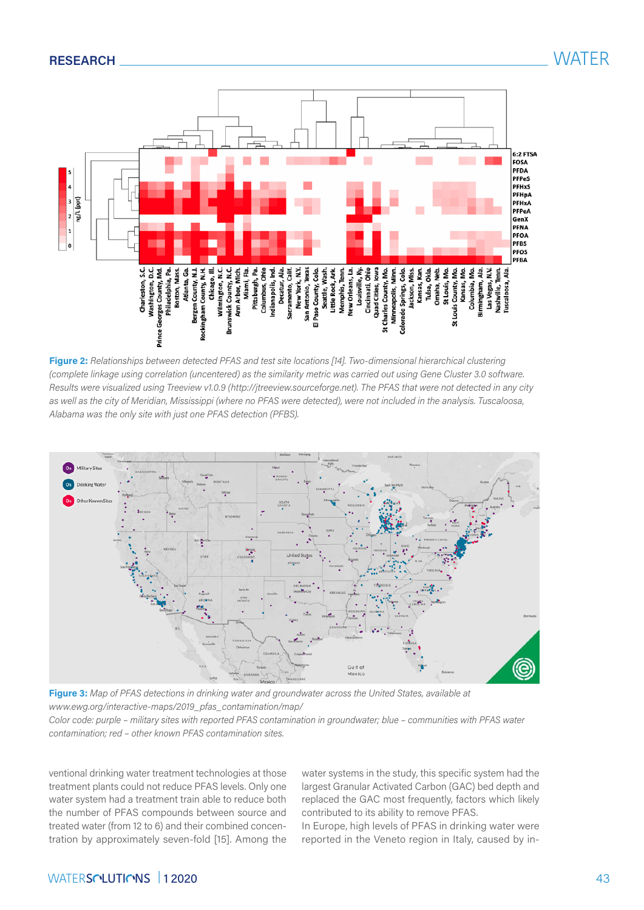**Figure 2:** *Relationships between detected PFAS and test site locations [14]. Two-dimensional hierarchical clustering (complete linkage using correlation (uncentered) as the similarity metric was carried out using Gene Cluster 3.0 software. Results were visualized using Treeview v1.0.9 (http://jtreeview.sourceforge.net). The PFAS that were not detected in any city as well as the city of Meridian, Mississippi (where no PFAS were detected), were not included in the analysis. Tuscaloosa, Alabama was the only site with just one PFAS detection (PFBS).*

**Figure 3:** *Map of PFAS detections in drinking water and groundwater across the United States, available at www.ewg.org/interactive-maps/2019_pfas_contamination/map/*
*Color code: purple – military sites with reported PFAS contamination in groundwater; blue – communities with PFAS water contamination; red – other known PFAS contamination sites.*

ventional drinking water treatment technologies at those treatment plants could not reduce PFAS levels. Only one water system had a treatment train able to reduce both the number of PFAS compounds between source and treated water (from 12 to 6) and their combined concentration by approximately seven-fold [15]. Among the water systems in the study, this specific system had the largest Granular Activated Carbon (GAC) bed depth and replaced the GAC most frequently, factors which likely contributed to its ability to remove PFAS.

In Europe, high levels of PFAS in drinking water were reported in the Veneto region in Italy, caused by in-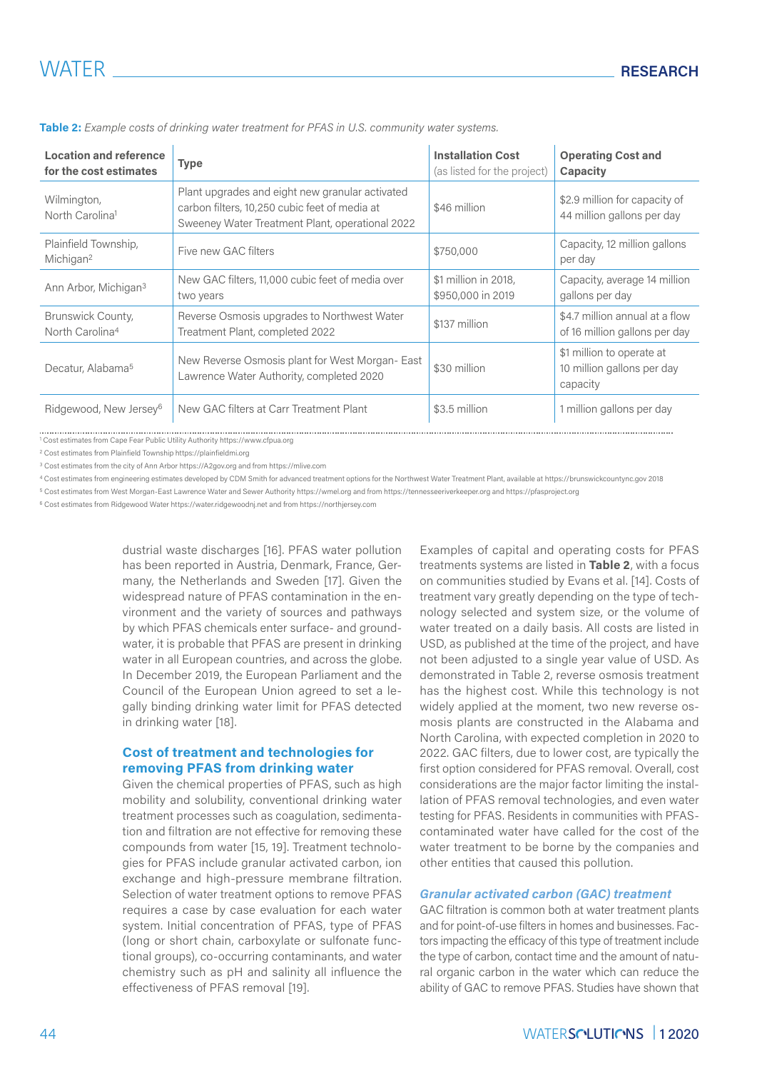**Table 2:** *Example costs of drinking water treatment for PFAS in U.S. community water systems.*

| Location and reference for the cost estimates | Type | Installation Cost (as listed for the project) | Operating Cost and Capacity |
|---|---|---|---|
| Wilmington, North Carolina[1] | Plant upgrades and eight new granular activated carbon filters, 10,250 cubic feet of media at Sweeney Water Treatment Plant, operational 2022 | $46 million | $2.9 million for capacity of 44 million gallons per day |
| Plainfield Township, Michigan[2] | Five new GAC filters | $750,000 | Capacity, 12 million gallons per day |
| Ann Arbor, Michigan[3] | New GAC filters, 11,000 cubic feet of media over two years | $1 million in 2018, $950,000 in 2019 | Capacity, average 14 million gallons per day |
| Brunswick County, North Carolina[4] | Reverse Osmosis upgrades to Northwest Water Treatment Plant, completed 2022 | $137 million | $4.7 million annual at a flow of 16 million gallons per day |
| Decatur, Alabama[5] | New Reverse Osmosis plant for West Morgan- East Lawrence Water Authority, completed 2020 | $30 million | $1 million to operate at 10 million gallons per day capacity |
| Ridgewood, New Jersey[6] | New GAC filters at Carr Treatment Plant | $3.5 million | 1 million gallons per day |

[1] Cost estimates from Cape Fear Public Utility Authority https://www.cfpua.org

[2] Cost estimates from Plainfield Township https://plainfieldmi.org

[3] Cost estimates from the city of Ann Arbor https://A2gov.org and from https://mlive.com

[4] Cost estimates from engineering estimates developed by CDM Smith for advanced treatment options for the Northwest Water Treatment Plant, available at https://brunswickcountync.gov 2018

[5] Cost estimates from West Morgan-East Lawrence Water and Sewer Authority https://wmel.org and from https://tennesseeriverkeeper.org and https://pfasproject.org

[6] Cost estimates from Ridgewood Water https://water.ridgewoodnj.net and from https://northjersey.com

dustrial waste discharges [16]. PFAS water pollution has been reported in Austria, Denmark, France, Germany, the Netherlands and Sweden [17]. Given the widespread nature of PFAS contamination in the environment and the variety of sources and pathways by which PFAS chemicals enter surface- and groundwater, it is probable that PFAS are present in drinking water in all European countries, and across the globe. In December 2019, the European Parliament and the Council of the European Union agreed to set a legally binding drinking water limit for PFAS detected in drinking water [18].

## Cost of treatment and technologies for removing PFAS from drinking water

Given the chemical properties of PFAS, such as high mobility and solubility, conventional drinking water treatment processes such as coagulation, sedimentation and filtration are not effective for removing these compounds from water [15, 19]. Treatment technologies for PFAS include granular activated carbon, ion exchange and high-pressure membrane filtration. Selection of water treatment options to remove PFAS requires a case by case evaluation for each water system. Initial concentration of PFAS, type of PFAS (long or short chain, carboxylate or sulfonate functional groups), co-occurring contaminants, and water chemistry such as pH and salinity all influence the effectiveness of PFAS removal [19].

Examples of capital and operating costs for PFAS treatments systems are listed in **Table 2**, with a focus on communities studied by Evans et al. [14]. Costs of treatment vary greatly depending on the type of technology selected and system size, or the volume of water treated on a daily basis. All costs are listed in USD, as published at the time of the project, and have not been adjusted to a single year value of USD. As demonstrated in Table 2, reverse osmosis treatment has the highest cost. While this technology is not widely applied at the moment, two new reverse osmosis plants are constructed in the Alabama and North Carolina, with expected completion in 2020 to 2022. GAC filters, due to lower cost, are typically the first option considered for PFAS removal. Overall, cost considerations are the major factor limiting the installation of PFAS removal technologies, and even water testing for PFAS. Residents in communities with PFAS-contaminated water have called for the cost of the water treatment to be borne by the companies and other entities that caused this pollution.

### *Granular activated carbon (GAC) treatment*

GAC filtration is common both at water treatment plants and for point-of-use filters in homes and businesses. Factors impacting the efficacy of this type of treatment include the type of carbon, contact time and the amount of natural organic carbon in the water which can reduce the ability of GAC to remove PFAS. Studies have shown that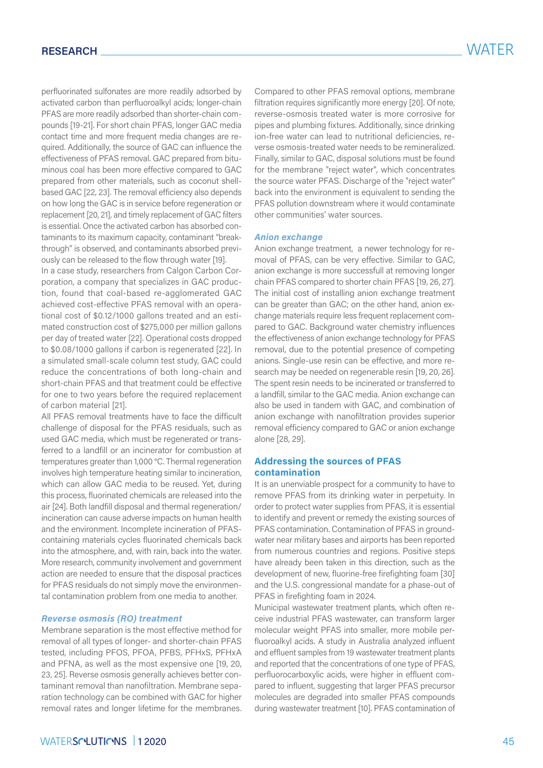perfluorinated sulfonates are more readily adsorbed by activated carbon than perfluoroalkyl acids; longer-chain PFAS are more readily adsorbed than shorter-chain compounds [19-21]. For short chain PFAS, longer GAC media contact time and more frequent media changes are required. Additionally, the source of GAC can influence the effectiveness of PFAS removal. GAC prepared from bituminous coal has been more effective compared to GAC prepared from other materials, such as coconut shell-based GAC [22, 23]. The removal efficiency also depends on how long the GAC is in service before regeneration or replacement [20, 21], and timely replacement of GAC filters is essential. Once the activated carbon has absorbed contaminants to its maximum capacity, contaminant "breakthrough" is observed, and contaminants absorbed previously can be released to the flow through water [19].

In a case study, researchers from Calgon Carbon Corporation, a company that specializes in GAC production, found that coal-based re-agglomerated GAC achieved cost-effective PFAS removal with an operational cost of \$0.12/1000 gallons treated and an estimated construction cost of \$275,000 per million gallons per day of treated water [22]. Operational costs dropped to \$0.08/1000 gallons if carbon is regenerated [22]. In a simulated small-scale column test study, GAC could reduce the concentrations of both long-chain and short-chain PFAS and that treatment could be effective for one to two years before the required replacement of carbon material [21].

All PFAS removal treatments have to face the difficult challenge of disposal for the PFAS residuals, such as used GAC media, which must be regenerated or transferred to a landfill or an incinerator for combustion at temperatures greater than 1,000 °C. Thermal regeneration involves high temperature heating similar to incineration, which can allow GAC media to be reused. Yet, during this process, fluorinated chemicals are released into the air [24]. Both landfill disposal and thermal regeneration/incineration can cause adverse impacts on human health and the environment. Incomplete incineration of PFAS-containing materials cycles fluorinated chemicals back into the atmosphere, and, with rain, back into the water. More research, community involvement and government action are needed to ensure that the disposal practices for PFAS residuals do not simply move the environmental contamination problem from one media to another.

### *Reverse osmosis (RO) treatment*

Membrane separation is the most effective method for removal of all types of longer- and shorter-chain PFAS tested, including PFOS, PFOA, PFBS, PFHxS, PFHxA and PFNA, as well as the most expensive one [19, 20, 23, 25]. Reverse osmosis generally achieves better contaminant removal than nanofiltration. Membrane separation technology can be combined with GAC for higher removal rates and longer lifetime for the membranes. Compared to other PFAS removal options, membrane filtration requires significantly more energy [20]. Of note, reverse-osmosis treated water is more corrosive for pipes and plumbing fixtures. Additionally, since drinking ion-free water can lead to nutritional deficiencies, reverse osmosis-treated water needs to be remineralized. Finally, similar to GAC, disposal solutions must be found for the membrane "reject water", which concentrates the source water PFAS. Discharge of the "reject water" back into the environment is equivalent to sending the PFAS pollution downstream where it would contaminate other communities' water sources.

### *Anion exchange*

Anion exchange treatment, a newer technology for removal of PFAS, can be very effective. Similar to GAC, anion exchange is more successfull at removing longer chain PFAS compared to shorter chain PFAS [19, 26, 27]. The initial cost of installing anion exchange treatment can be greater than GAC; on the other hand, anion exchange materials require less frequent replacement compared to GAC. Background water chemistry influences the effectiveness of anion exchange technology for PFAS removal, due to the potential presence of competing anions. Single-use resin can be effective, and more research may be needed on regenerable resin [19, 20, 26]. The spent resin needs to be incinerated or transferred to a landfill, similar to the GAC media. Anion exchange can also be used in tandem with GAC, and combination of anion exchange with nanofiltration provides superior removal efficiency compared to GAC or anion exchange alone [28, 29].

## Addressing the sources of PFAS contamination

It is an unenviable prospect for a community to have to remove PFAS from its drinking water in perpetuity. In order to protect water supplies from PFAS, it is essential to identify and prevent or remedy the existing sources of PFAS contamination. Contamination of PFAS in groundwater near military bases and airports has been reported from numerous countries and regions. Positive steps have already been taken in this direction, such as the development of new, fluorine-free firefighting foam [30] and the U.S. congressional mandate for a phase-out of PFAS in firefighting foam in 2024.

Municipal wastewater treatment plants, which often receive industrial PFAS wastewater, can transform larger molecular weight PFAS into smaller, more mobile perfluoroalkyl acids. A study in Australia analyzed influent and effluent samples from 19 wastewater treatment plants and reported that the concentrations of one type of PFAS, perfluorocarboxylic acids, were higher in effluent compared to influent, suggesting that larger PFAS precursor molecules are degraded into smaller PFAS compounds during wastewater treatment [10]. PFAS contamination of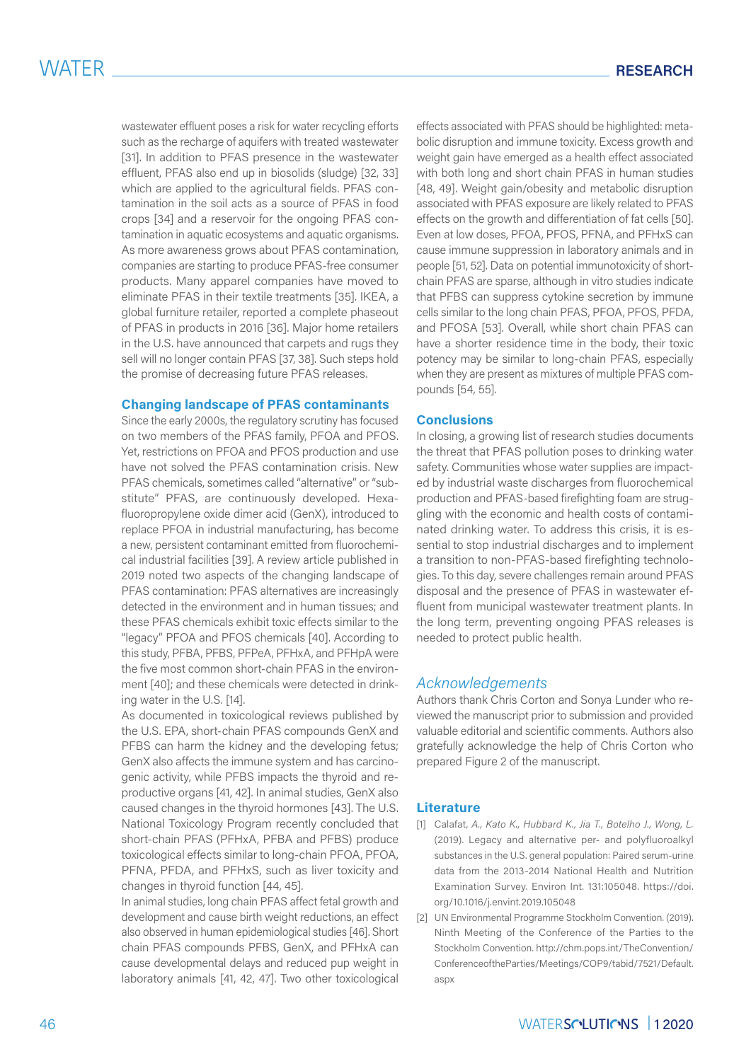wastewater effluent poses a risk for water recycling efforts such as the recharge of aquifers with treated wastewater [31]. In addition to PFAS presence in the wastewater effluent, PFAS also end up in biosolids (sludge) [32, 33] which are applied to the agricultural fields. PFAS contamination in the soil acts as a source of PFAS in food crops [34] and a reservoir for the ongoing PFAS contamination in aquatic ecosystems and aquatic organisms. As more awareness grows about PFAS contamination, companies are starting to produce PFAS-free consumer products. Many apparel companies have moved to eliminate PFAS in their textile treatments [35]. IKEA, a global furniture retailer, reported a complete phaseout of PFAS in products in 2016 [36]. Major home retailers in the U.S. have announced that carpets and rugs they sell will no longer contain PFAS [37, 38]. Such steps hold the promise of decreasing future PFAS releases.

### Changing landscape of PFAS contaminants

Since the early 2000s, the regulatory scrutiny has focused on two members of the PFAS family, PFOA and PFOS. Yet, restrictions on PFOA and PFOS production and use have not solved the PFAS contamination crisis. New PFAS chemicals, sometimes called "alternative" or "substitute" PFAS, are continuously developed. Hexafluoropropylene oxide dimer acid (GenX), introduced to replace PFOA in industrial manufacturing, has become a new, persistent contaminant emitted from fluorochemical industrial facilities [39]. A review article published in 2019 noted two aspects of the changing landscape of PFAS contamination: PFAS alternatives are increasingly detected in the environment and in human tissues; and these PFAS chemicals exhibit toxic effects similar to the "legacy" PFOA and PFOS chemicals [40]. According to this study, PFBA, PFBS, PFPeA, PFHxA, and PFHpA were the five most common short-chain PFAS in the environment [40]; and these chemicals were detected in drinking water in the U.S. [14].

As documented in toxicological reviews published by the U.S. EPA, short-chain PFAS compounds GenX and PFBS can harm the kidney and the developing fetus; GenX also affects the immune system and has carcinogenic activity, while PFBS impacts the thyroid and reproductive organs [41, 42]. In animal studies, GenX also caused changes in the thyroid hormones [43]. The U.S. National Toxicology Program recently concluded that short-chain PFAS (PFHxA, PFBA and PFBS) produce toxicological effects similar to long-chain PFOA, PFOS, PFNA, PFDA, and PFHxS, such as liver toxicity and changes in thyroid function [44, 45].

In animal studies, long chain PFAS affect fetal growth and development and cause birth weight reductions, an effect also observed in human epidemiological studies [46]. Short chain PFAS compounds PFBS, GenX, and PFHxA can cause developmental delays and reduced pup weight in laboratory animals [41, 42, 47]. Two other toxicological effects associated with PFAS should be highlighted: metabolic disruption and immune toxicity. Excess growth and weight gain have emerged as a health effect associated with both long and short chain PFAS in human studies [48, 49]. Weight gain/obesity and metabolic disruption associated with PFAS exposure are likely related to PFAS effects on the growth and differentiation of fat cells [50]. Even at low doses, PFOA, PFOS, PFNA, and PFHxS can cause immune suppression in laboratory animals and in people [51, 52]. Data on potential immunotoxicity of short-chain PFAS are sparse, although in vitro studies indicate that PFBS can suppress cytokine secretion by immune cells similar to the long chain PFAS, PFOA, PFOS, PFDA, and PFOSA [53]. Overall, while short chain PFAS can have a shorter residence time in the body, their toxic potency may be similar to long-chain PFAS, especially when they are present as mixtures of multiple PFAS compounds [54, 55].

### Conclusions

In closing, a growing list of research studies documents the threat that PFAS pollution poses to drinking water safety. Communities whose water supplies are impacted by industrial waste discharges from fluorochemical production and PFAS-based firefighting foam are struggling with the economic and health costs of contaminated drinking water. To address this crisis, it is essential to stop industrial discharges and to implement a transition to non-PFAS-based firefighting technologies. To this day, severe challenges remain around PFAS disposal and the presence of PFAS in wastewater effluent from municipal wastewater treatment plants. In the long term, preventing ongoing PFAS releases is needed to protect public health.

### *Acknowledgements*

Authors thank Chris Corton and Sonya Lunder who reviewed the manuscript prior to submission and provided valuable editorial and scientific comments. Authors also gratefully acknowledge the help of Chris Corton who prepared Figure 2 of the manuscript.

### Literature

[1] Calafat, *A., Kato K., Hubbard K., Jia T., Botelho J., Wong, L.* (2019). Legacy and alternative per- and polyfluoroalkyl substances in the U.S. general population: Paired serum-urine data from the 2013-2014 National Health and Nutrition Examination Survey. Environ Int. 131:105048. https://doi.org/10.1016/j.envint.2019.105048

[2] UN Environmental Programme Stockholm Convention. (2019). Ninth Meeting of the Conference of the Parties to the Stockholm Convention. http://chm.pops.int/TheConvention/ConferenceoftheParties/Meetings/COP9/tabid/7521/Default.aspx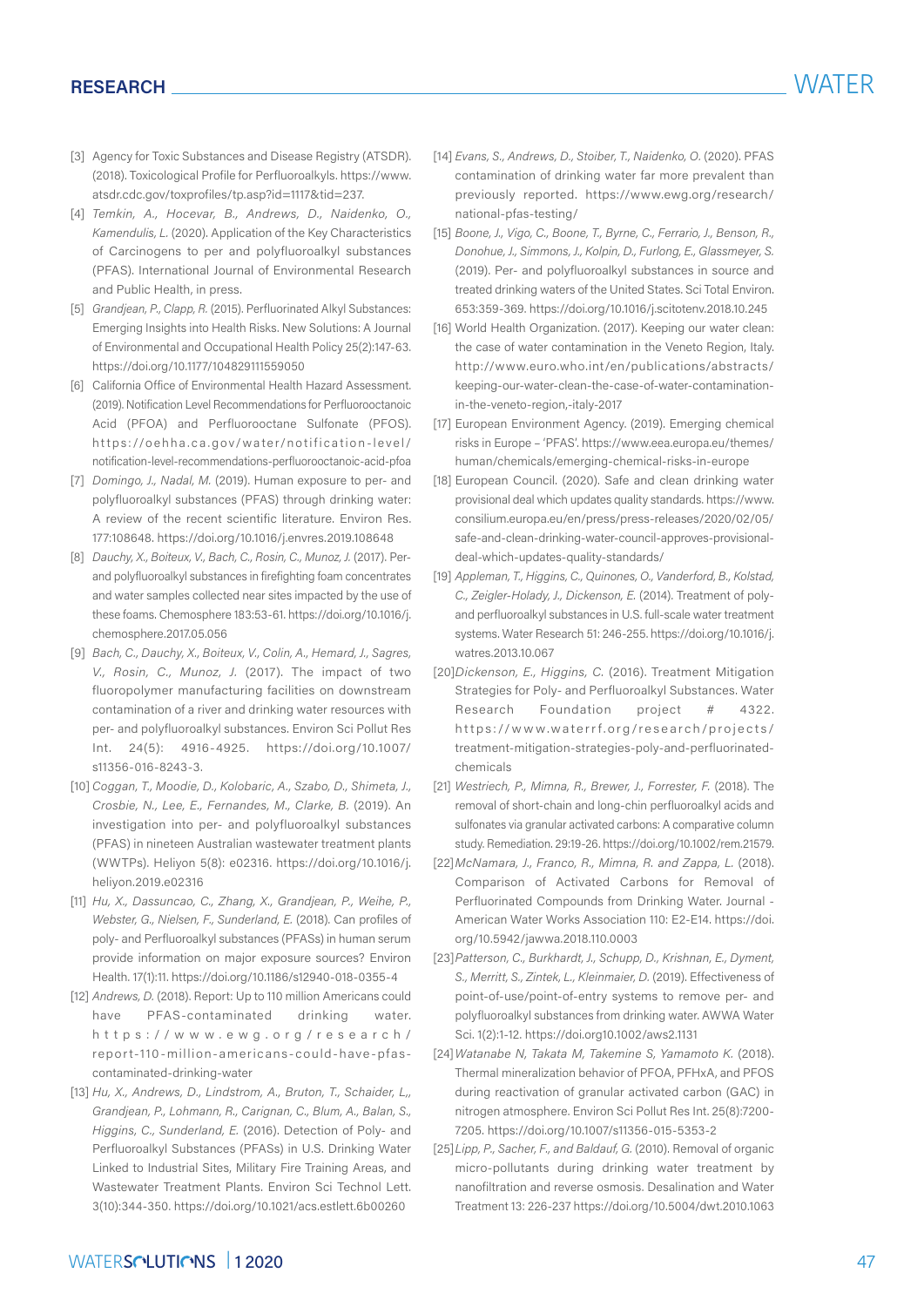[3] Agency for Toxic Substances and Disease Registry (ATSDR). (2018). Toxicological Profile for Perfluoroalkyls. https://www.atsdr.cdc.gov/toxprofiles/tp.asp?id=1117&tid=237.

[4] *Temkin, A., Hocevar, B., Andrews, D., Naidenko, O., Kamendulis, L.* (2020). Application of the Key Characteristics of Carcinogens to per and polyfluoroalkyl substances (PFAS). International Journal of Environmental Research and Public Health, in press.

[5] *Grandjean, P., Clapp, R.* (2015). Perfluorinated Alkyl Substances: Emerging Insights into Health Risks. New Solutions: A Journal of Environmental and Occupational Health Policy 25(2):147-63. https://doi.org/10.1177/1048291111559050

[6] California Office of Environmental Health Hazard Assessment. (2019). Notification Level Recommendations for Perfluorooctanoic Acid (PFOA) and Perfluorooctane Sulfonate (PFOS). https://oehha.ca.gov/water/notification-level/notification-level-recommendations-perfluorooctanoic-acid-pfoa

[7] *Domingo, J., Nadal, M.* (2019). Human exposure to per- and polyfluoroalkyl substances (PFAS) through drinking water: A review of the recent scientific literature. Environ Res. 177:108648. https://doi.org/10.1016/j.envres.2019.108648

[8] *Dauchy, X., Boiteux, V., Bach, C., Rosin, C., Munoz, J.* (2017). Per- and polyfluoroalkyl substances in firefighting foam concentrates and water samples collected near sites impacted by the use of these foams. Chemosphere 183:53-61. https://doi.org/10.1016/j.chemosphere.2017.05.056

[9] *Bach, C., Dauchy, X., Boiteux, V., Colin, A., Hemard, J., Sagres, V., Rosin, C., Munoz, J.* (2017). The impact of two fluoropolymer manufacturing facilities on downstream contamination of a river and drinking water resources with per- and polyfluoroalkyl substances. Environ Sci Pollut Res Int. 24(5): 4916-4925. https://doi.org/10.1007/s11356-016-8243-3.

[10] *Coggan, T., Moodie, D., Kolobaric, A., Szabo, D., Shimeta, J., Crosbie, N., Lee, E., Fernandes, M., Clarke, B.* (2019). An investigation into per- and polyfluoroalkyl substances (PFAS) in nineteen Australian wastewater treatment plants (WWTPs). Heliyon 5(8): e02316. https://doi.org/10.1016/j.heliyon.2019.e02316

[11] *Hu, X., Dassuncao, C., Zhang, X., Grandjean, P., Weihe, P., Webster, G., Nielsen, F., Sunderland, E.* (2018). Can profiles of poly- and Perfluoroalkyl substances (PFASs) in human serum provide information on major exposure sources? Environ Health. 17(1):11. https://doi.org/10.1186/s12940-018-0355-4

[12] *Andrews, D.* (2018). Report: Up to 110 million Americans could have PFAS-contaminated drinking water. https://www.ewg.org/research/report-110-million-americans-could-have-pfas-contaminated-drinking-water

[13] *Hu, X., Andrews, D., Lindstrom, A., Bruton, T., Schaider, L., Grandjean, P., Lohmann, R., Carignan, C., Blum, A., Balan, S., Higgins, C., Sunderland, E.* (2016). Detection of Poly- and Perfluoroalkyl Substances (PFASs) in U.S. Drinking Water Linked to Industrial Sites, Military Fire Training Areas, and Wastewater Treatment Plants. Environ Sci Technol Lett. 3(10):344-350. https://doi.org/10.1021/acs.estlett.6b00260

[14] *Evans, S., Andrews, D., Stoiber, T., Naidenko, O.* (2020). PFAS contamination of drinking water far more prevalent than previously reported. https://www.ewg.org/research/national-pfas-testing/

[15] *Boone, J., Vigo, C., Boone, T., Byrne, C., Ferrario, J., Benson, R., Donohue, J., Simmons, J., Kolpin, D., Furlong, E., Glassmeyer, S.* (2019). Per- and polyfluoroalkyl substances in source and treated drinking waters of the United States. Sci Total Environ. 653:359-369. https://doi.org/10.1016/j.scitotenv.2018.10.245

[16] World Health Organization. (2017). Keeping our water clean: the case of water contamination in the Veneto Region, Italy. http://www.euro.who.int/en/publications/abstracts/keeping-our-water-clean-the-case-of-water-contamination-in-the-veneto-region,-italy-2017

[17] European Environment Agency. (2019). Emerging chemical risks in Europe – 'PFAS'. https://www.eea.europa.eu/themes/human/chemicals/emerging-chemical-risks-in-europe

[18] European Council. (2020). Safe and clean drinking water provisional deal which updates quality standards. https://www.consilium.europa.eu/en/press/press-releases/2020/02/05/safe-and-clean-drinking-water-council-approves-provisional-deal-which-updates-quality-standards/

[19] *Appleman, T., Higgins, C., Quinones, O., Vanderford, B., Kolstad, C., Zeigler-Holady, J., Dickenson, E.* (2014). Treatment of poly- and perfluoroalkyl substances in U.S. full-scale water treatment systems. Water Research 51: 246-255. https://doi.org/10.1016/j.watres.2013.10.067

[20] *Dickenson, E., Higgins, C.* (2016). Treatment Mitigation Strategies for Poly- and Perfluoroalkyl Substances. Water Research Foundation project # 4322. https://www.waterrf.org/research/projects/treatment-mitigation-strategies-poly-and-perfluorinated-chemicals

[21] *Westriech, P., Mimna, R., Brewer, J., Forrester, F.* (2018). The removal of short-chain and long-chin perfluoroalkyl acids and sulfonates via granular activated carbons: A comparative column study. Remediation. 29:19-26. https://doi.org/10.1002/rem.21579.

[22] *McNamara, J., Franco, R., Mimna, R. and Zappa, L.* (2018). Comparison of Activated Carbons for Removal of Perfluorinated Compounds from Drinking Water. Journal - American Water Works Association 110: E2-E14. https://doi.org/10.5942/jawwa.2018.110.0003

[23] *Patterson, C., Burkhardt, J., Schupp, D., Krishnan, E., Dyment, S., Merritt, S., Zintek, L., Kleinmaier, D.* (2019). Effectiveness of point-of-use/point-of-entry systems to remove per- and polyfluoroalkyl substances from drinking water. AWWA Water Sci. 1(2):1-12. https://doi.org10.1002/aws2.1131

[24] *Watanabe N, Takata M, Takemine S, Yamamoto K.* (2018). Thermal mineralization behavior of PFOA, PFHxA, and PFOS during reactivation of granular activated carbon (GAC) in nitrogen atmosphere. Environ Sci Pollut Res Int. 25(8):7200-7205. https://doi.org/10.1007/s11356-015-5353-2

[25] *Lipp, P., Sacher, F., and Baldauf, G.* (2010). Removal of organic micro-pollutants during drinking water treatment by nanofiltration and reverse osmosis. Desalination and Water Treatment 13: 226-237 https://doi.org/10.5004/dwt.2010.1063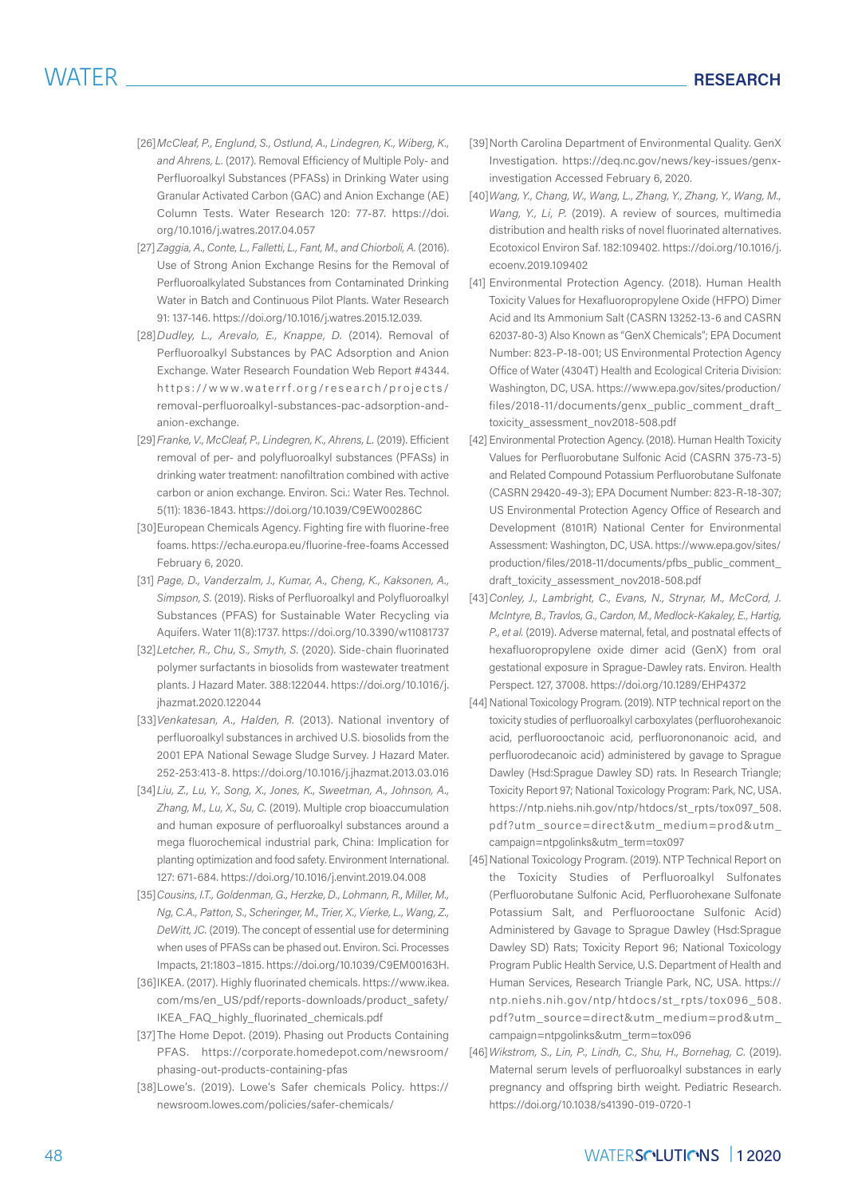[26] *McCleaf, P., Englund, S., Ostlund, A., Lindegren, K., Wiberg, K., and Ahrens, L.* (2017). Removal Efficiency of Multiple Poly- and Perfluoroalkyl Substances (PFASs) in Drinking Water using Granular Activated Carbon (GAC) and Anion Exchange (AE) Column Tests. Water Research 120: 77-87. https://doi.org/10.1016/j.watres.2017.04.057

[27] *Zaggia, A., Conte, L., Falletti, L., Fant, M., and Chiorboli, A.* (2016). Use of Strong Anion Exchange Resins for the Removal of Perfluoroalkylated Substances from Contaminated Drinking Water in Batch and Continuous Pilot Plants. Water Research 91: 137-146. https://doi.org/10.1016/j.watres.2015.12.039.

[28] *Dudley, L., Arevalo, E., Knappe, D.* (2014). Removal of Perfluoroalkyl Substances by PAC Adsorption and Anion Exchange. Water Research Foundation Web Report #4344. https://www.waterrf.org/research/projects/removal-perfluoroalkyl-substances-pac-adsorption-and-anion-exchange.

[29] *Franke, V., McCleaf, P., Lindegren, K., Ahrens, L.* (2019). Efficient removal of per- and polyfluoroalkyl substances (PFASs) in drinking water treatment: nanofiltration combined with active carbon or anion exchange. Environ. Sci.: Water Res. Technol. 5(11): 1836-1843. https://doi.org/10.1039/C9EW00286C

[30] European Chemicals Agency. Fighting fire with fluorine-free foams. https://echa.europa.eu/fluorine-free-foams Accessed February 6, 2020.

[31] *Page, D., Vanderzalm, J., Kumar, A., Cheng, K., Kaksonen, A., Simpson, S.* (2019). Risks of Perfluoroalkyl and Polyfluoroalkyl Substances (PFAS) for Sustainable Water Recycling via Aquifers. Water 11(8):1737. https://doi.org/10.3390/w11081737

[32] *Letcher, R., Chu, S., Smyth, S.* (2020). Side-chain fluorinated polymer surfactants in biosolids from wastewater treatment plants. J Hazard Mater. 388:122044. https://doi.org/10.1016/j.jhazmat.2020.122044

[33] *Venkatesan, A., Halden, R.* (2013). National inventory of perfluoroalkyl substances in archived U.S. biosolids from the 2001 EPA National Sewage Sludge Survey. J Hazard Mater. 252-253:413-8. https://doi.org/10.1016/j.jhazmat.2013.03.016

[34] *Liu, Z., Lu, Y., Song, X., Jones, K., Sweetman, A., Johnson, A., Zhang, M., Lu, X., Su, C.* (2019). Multiple crop bioaccumulation and human exposure of perfluoroalkyl substances around a mega fluorochemical industrial park, China: Implication for planting optimization and food safety. Environment International. 127: 671-684. https://doi.org/10.1016/j.envint.2019.04.008

[35] *Cousins, I.T., Goldenman, G., Herzke, D., Lohmann, R., Miller, M., Ng, C.A., Patton, S., Scheringer, M., Trier, X., Vierke, L., Wang, Z., DeWitt, JC.* (2019). The concept of essential use for determining when uses of PFASs can be phased out. Environ. Sci. Processes Impacts, 21:1803–1815. https://doi.org/10.1039/C9EM00163H.

[36] IKEA. (2017). Highly fluorinated chemicals. https://www.ikea.com/ms/en_US/pdf/reports-downloads/product_safety/IKEA_FAQ_highly_fluorinated_chemicals.pdf

[37] The Home Depot. (2019). Phasing out Products Containing PFAS. https://corporate.homedepot.com/newsroom/phasing-out-products-containing-pfas

[38] Lowe's. (2019). Lowe's Safer chemicals Policy. https://newsroom.lowes.com/policies/safer-chemicals/

[39] North Carolina Department of Environmental Quality. GenX Investigation. https://deq.nc.gov/news/key-issues/genx-investigation Accessed February 6, 2020.

[40] *Wang, Y., Chang, W., Wang, L., Zhang, Y., Zhang, Y., Wang, M., Wang, Y., Li, P.* (2019). A review of sources, multimedia distribution and health risks of novel fluorinated alternatives. Ecotoxicol Environ Saf. 182:109402. https://doi.org/10.1016/j.ecoenv.2019.109402

[41] Environmental Protection Agency. (2018). Human Health Toxicity Values for Hexafluoropropylene Oxide (HFPO) Dimer Acid and Its Ammonium Salt (CASRN 13252-13-6 and CASRN 62037-80-3) Also Known as "GenX Chemicals"; EPA Document Number: 823-P-18-001; US Environmental Protection Agency Office of Water (4304T) Health and Ecological Criteria Division: Washington, DC, USA. https://www.epa.gov/sites/production/files/2018-11/documents/genx_public_comment_draft_toxicity_assessment_nov2018-508.pdf

[42] Environmental Protection Agency. (2018). Human Health Toxicity Values for Perfluorobutane Sulfonic Acid (CASRN 375-73-5) and Related Compound Potassium Perfluorobutane Sulfonate (CASRN 29420-49-3); EPA Document Number: 823-R-18-307; US Environmental Protection Agency Office of Research and Development (8101R) National Center for Environmental Assessment: Washington, DC, USA. https://www.epa.gov/sites/production/files/2018-11/documents/pfbs_public_comment_draft_toxicity_assessment_nov2018-508.pdf

[43] *Conley, J., Lambright, C., Evans, N., Strynar, M., McCord, J. McIntyre, B., Travlos, G., Cardon, M., Medlock-Kakaley, E., Hartig, P., et al.* (2019). Adverse maternal, fetal, and postnatal effects of hexafluoropropylene oxide dimer acid (GenX) from oral gestational exposure in Sprague-Dawley rats. Environ. Health Perspect. 127, 37008. https://doi.org/10.1289/EHP4372

[44] National Toxicology Program. (2019). NTP technical report on the toxicity studies of perfluoroalkyl carboxylates (perfluorohexanoic acid, perfluorooctanoic acid, perfluorononanoic acid, and perfluorodecanoic acid) administered by gavage to Sprague Dawley (Hsd:Sprague Dawley SD) rats. In Research Triangle; Toxicity Report 97; National Toxicology Program: Park, NC, USA. https://ntp.niehs.nih.gov/ntp/htdocs/st_rpts/tox097_508.pdf?utm_source=direct&utm_medium=prod&utm_campaign=ntpgolinks&utm_term=tox097

[45] National Toxicology Program. (2019). NTP Technical Report on the Toxicity Studies of Perfluoroalkyl Sulfonates (Perfluorobutane Sulfonic Acid, Perfluorohexane Sulfonate Potassium Salt, and Perfluorooctane Sulfonic Acid) Administered by Gavage to Sprague Dawley (Hsd:Sprague Dawley SD) Rats; Toxicity Report 96; National Toxicology Program Public Health Service, U.S. Department of Health and Human Services, Research Triangle Park, NC, USA. https://ntp.niehs.nih.gov/ntp/htdocs/st_rpts/tox096_508.pdf?utm_source=direct&utm_medium=prod&utm_campaign=ntpgolinks&utm_term=tox096

[46] *Wikstrom, S., Lin, P., Lindh, C., Shu, H., Bornehag, C.* (2019). Maternal serum levels of perfluoroalkyl substances in early pregnancy and offspring birth weight. Pediatric Research. https://doi.org/10.1038/s41390-019-0720-1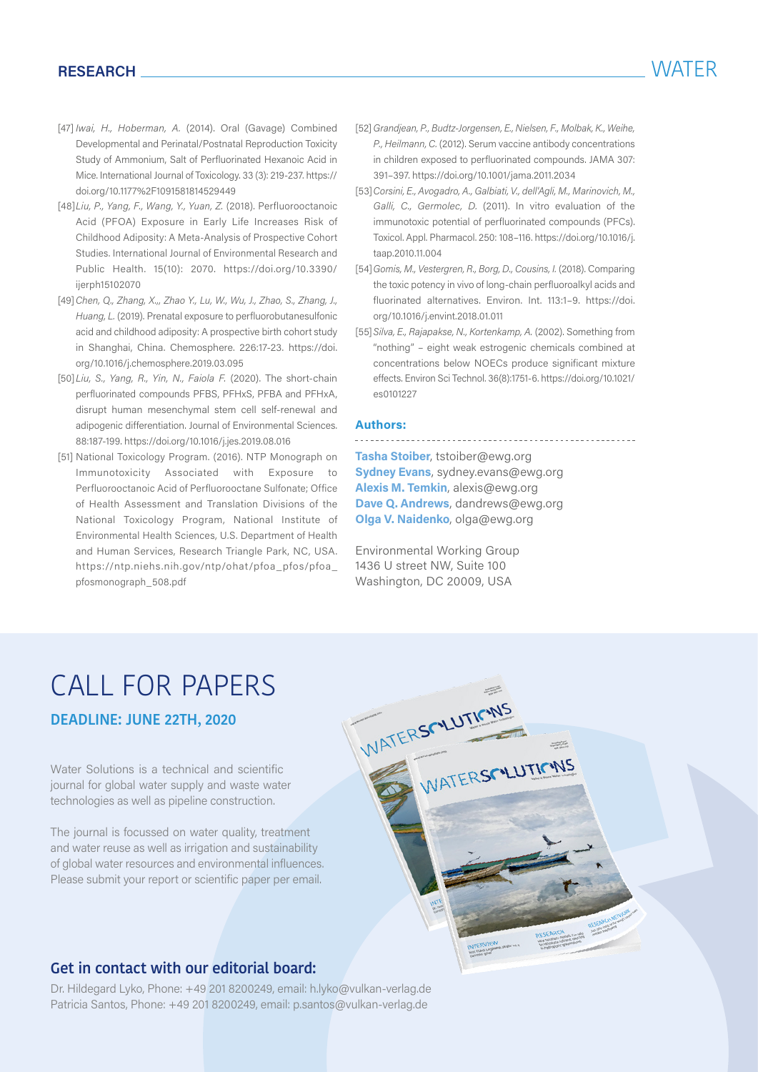[47] *Iwai, H., Hoberman, A.* (2014). Oral (Gavage) Combined Developmental and Perinatal/Postnatal Reproduction Toxicity Study of Ammonium, Salt of Perfluorinated Hexanoic Acid in Mice. International Journal of Toxicology. 33 (3): 219-237. https://doi.org/10.1177%2F1091581814529449

[48] *Liu, P., Yang, F., Wang, Y., Yuan, Z.* (2018). Perfluorooctanoic Acid (PFOA) Exposure in Early Life Increases Risk of Childhood Adiposity: A Meta-Analysis of Prospective Cohort Studies. International Journal of Environmental Research and Public Health. 15(10): 2070. https://doi.org/10.3390/ijerph15102070

[49] *Chen, Q., Zhang, X.,, Zhao Y., Lu, W., Wu, J., Zhao, S., Zhang, J., Huang, L.* (2019). Prenatal exposure to perfluorobutanesulfonic acid and childhood adiposity: A prospective birth cohort study in Shanghai, China. Chemosphere. 226:17-23. https://doi.org/10.1016/j.chemosphere.2019.03.095

[50] *Liu, S., Yang, R., Yin, N., Faiola F.* (2020). The short-chain perfluorinated compounds PFBS, PFHxS, PFBA and PFHxA, disrupt human mesenchymal stem cell self-renewal and adipogenic differentiation. Journal of Environmental Sciences. 88:187-199. https://doi.org/10.1016/j.jes.2019.08.016

[51] National Toxicology Program. (2016). NTP Monograph on Immunotoxicity Associated with Exposure to Perfluorooctanoic Acid of Perfluorooctane Sulfonate; Office of Health Assessment and Translation Divisions of the National Toxicology Program, National Institute of Environmental Health Sciences, U.S. Department of Health and Human Services, Research Triangle Park, NC, USA. https://ntp.niehs.nih.gov/ntp/ohat/pfoa_pfos/pfoa_pfosmonograph_508.pdf

[52] *Grandjean, P., Budtz-Jorgensen, E., Nielsen, F., Molbak, K., Weihe, P., Heilmann, C.* (2012). Serum vaccine antibody concentrations in children exposed to perfluorinated compounds. JAMA 307: 391–397. https://doi.org/10.1001/jama.2011.2034

[53] *Corsini, E., Avogadro, A., Galbiati, V., dell'Agli, M., Marinovich, M., Galli, C., Germolec, D.* (2011). In vitro evaluation of the immunotoxic potential of perfluorinated compounds (PFCs). Toxicol. Appl. Pharmacol. 250: 108–116. https://doi.org/10.1016/j.taap.2010.11.004

[54] *Gomis, M., Vestergren, R., Borg, D., Cousins, I.* (2018). Comparing the toxic potency in vivo of long-chain perfluoroalkyl acids and fluorinated alternatives. Environ. Int. 113:1–9. https://doi.org/10.1016/j.envint.2018.01.011

[55] *Silva, E., Rajapakse, N., Kortenkamp, A.* (2002). Something from "nothing" – eight weak estrogenic chemicals combined at concentrations below NOECs produce significant mixture effects. Environ Sci Technol. 36(8):1751-6. https://doi.org/10.1021/es0101227

**Authors:**

**Tasha Stoiber**, tstoiber@ewg.org
**Sydney Evans**, sydney.evans@ewg.org
**Alexis M. Temkin**, alexis@ewg.org
**Dave Q. Andrews**, dandrews@ewg.org
**Olga V. Naidenko**, olga@ewg.org

Environmental Working Group
1436 U street NW, Suite 100
Washington, DC 20009, USA

# CALL FOR PAPERS

## DEADLINE: JUNE 22TH, 2020

Water Solutions is a technical and scientific journal for global water supply and waste water technologies as well as pipeline construction.

The journal is focussed on water quality, treatment and water reuse as well as irrigation and sustainability of global water resources and environmental influences. Please submit your report or scientific paper per email.

### Get in contact with our editorial board:

Dr. Hildegard Lyko, Phone: +49 201 8200249, email: h.lyko@vulkan-verlag.de
Patricia Santos, Phone: +49 201 8200249, email: p.santos@vulkan-verlag.de